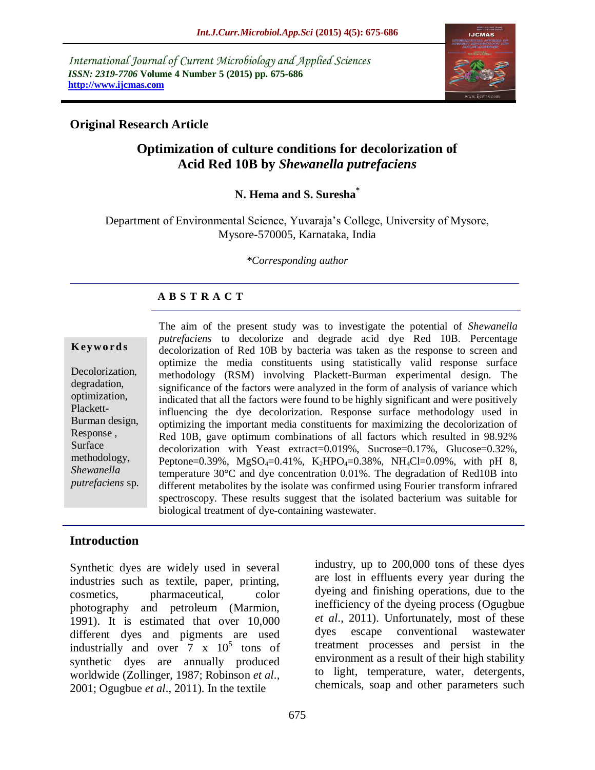International Journal of Current Microbiology and Applied Sciences
*ISSN: 2319-7706* **Volume 4 Number 5 (2015) pp. 675-686**
**http://www.ijcmas.com**

**Original Research Article**

# Optimization of culture conditions for decolorization of Acid Red 10B by *Shewanella putrefaciens*

**N. Hema and S. Suresha[*]**

Department of Environmental Science, Yuvaraja's College, University of Mysore, Mysore-570005, Karnataka, India

*\*Corresponding author*

## A B S T R A C T

**Keywords**

Decolorization, degradation, optimization, Plackett-Burman design, Response , Surface methodology, *Shewanella putrefaciens* sp.

The aim of the present study was to investigate the potential of *Shewanella putrefaciens* to decolorize and degrade acid dye Red 10B. Percentage decolorization of Red 10B by bacteria was taken as the response to screen and optimize the media constituents using statistically valid response surface methodology (RSM) involving Plackett-Burman experimental design. The significance of the factors were analyzed in the form of analysis of variance which indicated that all the factors were found to be highly significant and were positively influencing the dye decolorization. Response surface methodology used in optimizing the important media constituents for maximizing the decolorization of Red 10B, gave optimum combinations of all factors which resulted in 98.92% decolorization with Yeast extract=0.019%, Sucrose=0.17%, Glucose=0.32%, Peptone=0.39%, $MgSO_4$=0.41%, $K_2HPO_4$=0.38%, $NH_4Cl$=0.09%, with pH 8, temperature 30°C and dye concentration 0.01%. The degradation of Red10B into different metabolites by the isolate was confirmed using Fourier transform infrared spectroscopy. These results suggest that the isolated bacterium was suitable for biological treatment of dye-containing wastewater.

## Introduction

Synthetic dyes are widely used in several industries such as textile, paper, printing, cosmetics, pharmaceutical, color photography and petroleum (Marmion, 1991). It is estimated that over 10,000 different dyes and pigments are used industrially and over $7 \times 10^5$ tons of synthetic dyes are annually produced worldwide (Zollinger, 1987; Robinson *et al*., 2001; Ogugbue *et al*., 2011). In the textile industry, up to 200,000 tons of these dyes are lost in effluents every year during the dyeing and finishing operations, due to the inefficiency of the dyeing process (Ogugbue *et al*., 2011). Unfortunately, most of these dyes escape conventional wastewater treatment processes and persist in the environment as a result of their high stability to light, temperature, water, detergents, chemicals, soap and other parameters such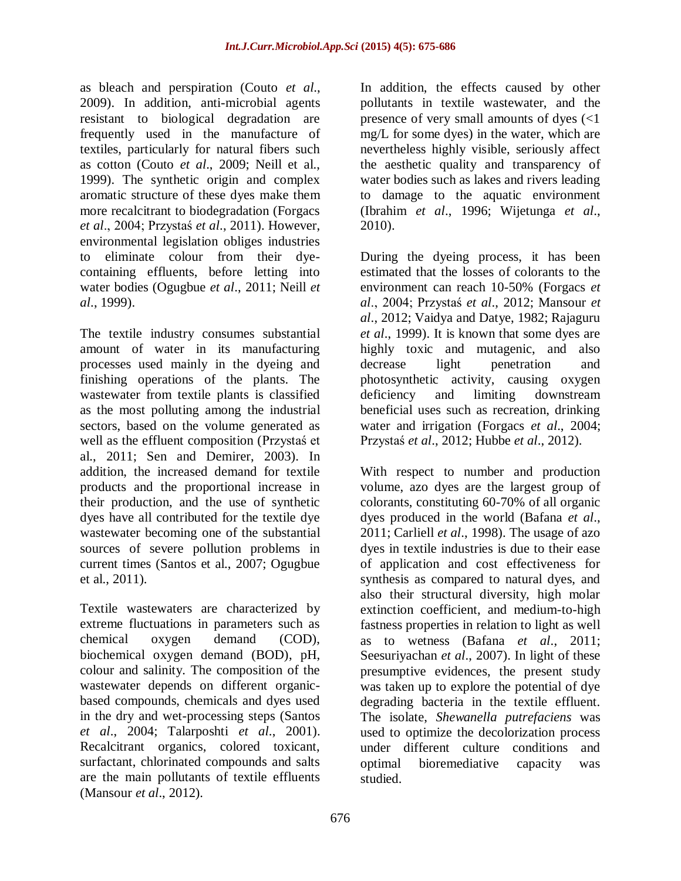as bleach and perspiration (Couto *et al*., 2009). In addition, anti-microbial agents resistant to biological degradation are frequently used in the manufacture of textiles, particularly for natural fibers such as cotton (Couto *et al*., 2009; Neill et al., 1999). The synthetic origin and complex aromatic structure of these dyes make them more recalcitrant to biodegradation (Forgacs *et al*., 2004; Przystaś *et al*., 2011). However, environmental legislation obliges industries to eliminate colour from their dye-containing effluents, before letting into water bodies (Ogugbue *et al*., 2011; Neill *et al*., 1999).

The textile industry consumes substantial amount of water in its manufacturing processes used mainly in the dyeing and finishing operations of the plants. The wastewater from textile plants is classified as the most polluting among the industrial sectors, based on the volume generated as well as the effluent composition (Przystaś et al., 2011; Sen and Demirer, 2003). In addition, the increased demand for textile products and the proportional increase in their production, and the use of synthetic dyes have all contributed for the textile dye wastewater becoming one of the substantial sources of severe pollution problems in current times (Santos et al., 2007; Ogugbue et al., 2011).

Textile wastewaters are characterized by extreme fluctuations in parameters such as chemical oxygen demand (COD), biochemical oxygen demand (BOD), pH, colour and salinity. The composition of the wastewater depends on different organic-based compounds, chemicals and dyes used in the dry and wet-processing steps (Santos *et al*., 2004; Talarposhti *et al*., 2001). Recalcitrant organics, colored toxicant, surfactant, chlorinated compounds and salts are the main pollutants of textile effluents (Mansour *et al*., 2012).

In addition, the effects caused by other pollutants in textile wastewater, and the presence of very small amounts of dyes (<1 mg/L for some dyes) in the water, which are nevertheless highly visible, seriously affect the aesthetic quality and transparency of water bodies such as lakes and rivers leading to damage to the aquatic environment (Ibrahim *et al*., 1996; Wijetunga *et al*., 2010).

During the dyeing process, it has been estimated that the losses of colorants to the environment can reach 10-50% (Forgacs *et al*., 2004; Przystaś *et al*., 2012; Mansour *et al*., 2012; Vaidya and Datye, 1982; Rajaguru *et al*., 1999). It is known that some dyes are highly toxic and mutagenic, and also decrease light penetration and photosynthetic activity, causing oxygen deficiency and limiting downstream beneficial uses such as recreation, drinking water and irrigation (Forgacs *et al*., 2004; Przystaś *et al*., 2012; Hubbe *et al*., 2012).

With respect to number and production volume, azo dyes are the largest group of colorants, constituting 60-70% of all organic dyes produced in the world (Bafana *et al*., 2011; Carliell *et al*., 1998). The usage of azo dyes in textile industries is due to their ease of application and cost effectiveness for synthesis as compared to natural dyes, and also their structural diversity, high molar extinction coefficient, and medium-to-high fastness properties in relation to light as well as to wetness (Bafana *et al*., 2011; Seesuriyachan *et al*., 2007). In light of these presumptive evidences, the present study was taken up to explore the potential of dye degrading bacteria in the textile effluent. The isolate, *Shewanella putrefaciens* was used to optimize the decolorization process under different culture conditions and optimal bioremediative capacity was studied.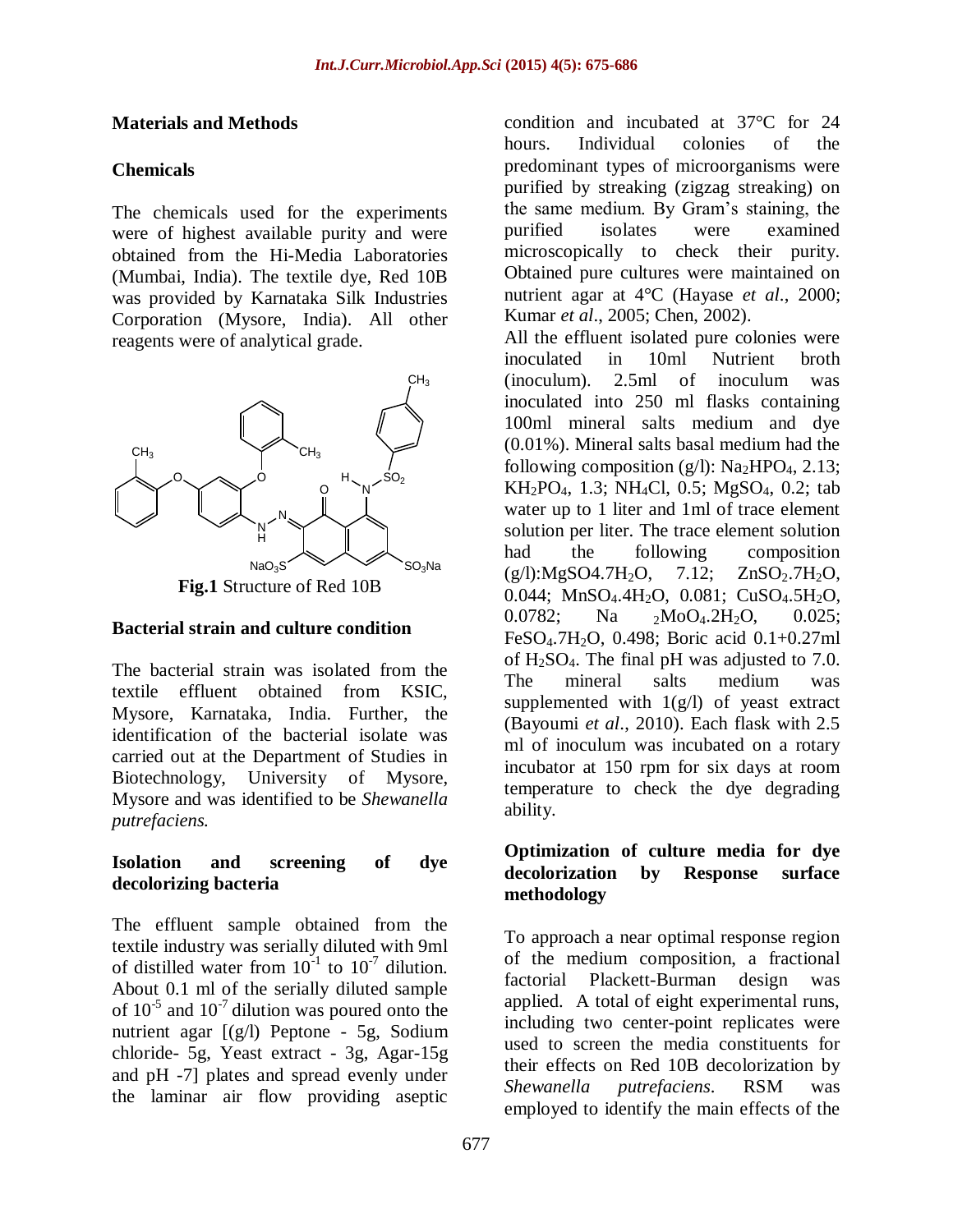## Materials and Methods

### Chemicals

The chemicals used for the experiments were of highest available purity and were obtained from the Hi-Media Laboratories (Mumbai, India). The textile dye, Red 10B was provided by Karnataka Silk Industries Corporation (Mysore, India). All other reagents were of analytical grade.

**Fig.1** Structure of Red 10B

### Bacterial strain and culture condition

The bacterial strain was isolated from the textile effluent obtained from KSIC, Mysore, Karnataka, India. Further, the identification of the bacterial isolate was carried out at the Department of Studies in Biotechnology, University of Mysore, Mysore and was identified to be *Shewanella putrefaciens.*

### Isolation and screening of dye decolorizing bacteria

The effluent sample obtained from the textile industry was serially diluted with 9ml of distilled water from $10^{-1}$ to $10^{-7}$ dilution. About 0.1 ml of the serially diluted sample of $10^{-5}$ and $10^{-7}$ dilution was poured onto the nutrient agar [(g/l) Peptone - 5g, Sodium chloride- 5g, Yeast extract - 3g, Agar-15g and pH -7] plates and spread evenly under the laminar air flow providing aseptic condition and incubated at 37°C for 24 hours. Individual colonies of the predominant types of microorganisms were purified by streaking (zigzag streaking) on the same medium. By Gram's staining, the purified isolates were examined microscopically to check their purity. Obtained pure cultures were maintained on nutrient agar at 4°C (Hayase *et al*., 2000; Kumar *et al*., 2005; Chen, 2002).

All the effluent isolated pure colonies were inoculated in 10ml Nutrient broth (inoculum). 2.5ml of inoculum was inoculated into 250 ml flasks containing 100ml mineral salts medium and dye (0.01%). Mineral salts basal medium had the following composition (g/l): $Na_2HPO_4$, 2.13; $KH_2PO_4$, 1.3; $NH_4Cl$, 0.5; $MgSO_4$, 0.2; tab water up to 1 liter and 1ml of trace element solution per liter. The trace element solution had the following composition (g/l):$MgSO_4.7H_2O$, 7.12; $ZnSO_2.7H_2O$, 0.044; $MnSO_4.4H_2O$, 0.081; $CuSO_4.5H_2O$, 0.0782; $Na_2MoO_4.2H_2O$, 0.025; $FeSO_4.7H_2O$, 0.498; Boric acid 0.1+0.27ml of $H_2SO_4$. The final pH was adjusted to 7.0. The mineral salts medium was supplemented with 1(g/l) of yeast extract (Bayoumi *et al*., 2010). Each flask with 2.5 ml of inoculum was incubated on a rotary incubator at 150 rpm for six days at room temperature to check the dye degrading ability.

### Optimization of culture media for dye decolorization by Response surface methodology

To approach a near optimal response region of the medium composition, a fractional factorial Plackett-Burman design was applied. A total of eight experimental runs, including two center-point replicates were used to screen the media constituents for their effects on Red 10B decolorization by *Shewanella putrefaciens*. RSM was employed to identify the main effects of the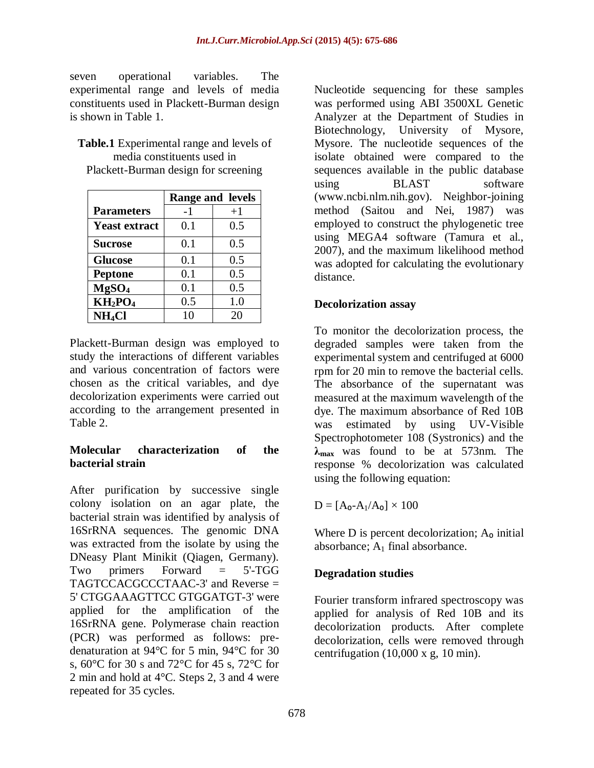seven operational variables. The experimental range and levels of media constituents used in Plackett-Burman design is shown in Table 1.

**Table.1** Experimental range and levels of media constituents used in Plackett-Burman design for screening

| | Range and levels | |
|---|---|---|
| **Parameters** | -1 | +1 |
| **Yeast extract** | 0.1 | 0.5 |
| **Sucrose** | 0.1 | 0.5 |
| **Glucose** | 0.1 | 0.5 |
| **Peptone** | 0.1 | 0.5 |
| **$MgSO_4$** | 0.1 | 0.5 |
| **$KH_2PO_4$** | 0.5 | 1.0 |
| **$NH_4Cl$** | 10 | 20 |

Plackett-Burman design was employed to study the interactions of different variables and various concentration of factors were chosen as the critical variables, and dye decolorization experiments were carried out according to the arrangement presented in Table 2.

**Molecular characterization of the bacterial strain**

After purification by successive single colony isolation on an agar plate, the bacterial strain was identified by analysis of 16SrRNA sequences. The genomic DNA was extracted from the isolate by using the DNeasy Plant Minikit (Qiagen, Germany). Two primers Forward = 5'-TGG TAGTCCACGCCCTAAC-3' and Reverse = 5' CTGGAAAGTTCC GTGGATGT-3' were applied for the amplification of the 16SrRNA gene. Polymerase chain reaction (PCR) was performed as follows: pre-denaturation at 94°C for 5 min, 94°C for 30 s, 60°C for 30 s and 72°C for 45 s, 72°C for 2 min and hold at 4°C. Steps 2, 3 and 4 were repeated for 35 cycles.

Nucleotide sequencing for these samples was performed using ABI 3500XL Genetic Analyzer at the Department of Studies in Biotechnology, University of Mysore, Mysore. The nucleotide sequences of the isolate obtained were compared to the sequences available in the public database using BLAST software (www.ncbi.nlm.nih.gov). Neighbor-joining method (Saitou and Nei, 1987) was employed to construct the phylogenetic tree using MEGA4 software (Tamura et al., 2007), and the maximum likelihood method was adopted for calculating the evolutionary distance.

**Decolorization assay**

To monitor the decolorization process, the degraded samples were taken from the experimental system and centrifuged at 6000 rpm for 20 min to remove the bacterial cells. The absorbance of the supernatant was measured at the maximum wavelength of the dye. The maximum absorbance of Red 10B was estimated by using UV-Visible Spectrophotometer 108 (Systronics) and the $\lambda_{max}$ was found to be at 573nm. The response % decolorization was calculated using the following equation:

$$D = [A_o - A_1/A_o] \times 100$$

Where D is percent decolorization; $A_o$ initial absorbance; $A_1$ final absorbance.

**Degradation studies**

Fourier transform infrared spectroscopy was applied for analysis of Red 10B and its decolorization products. After complete decolorization, cells were removed through centrifugation (10,000 x g, 10 min).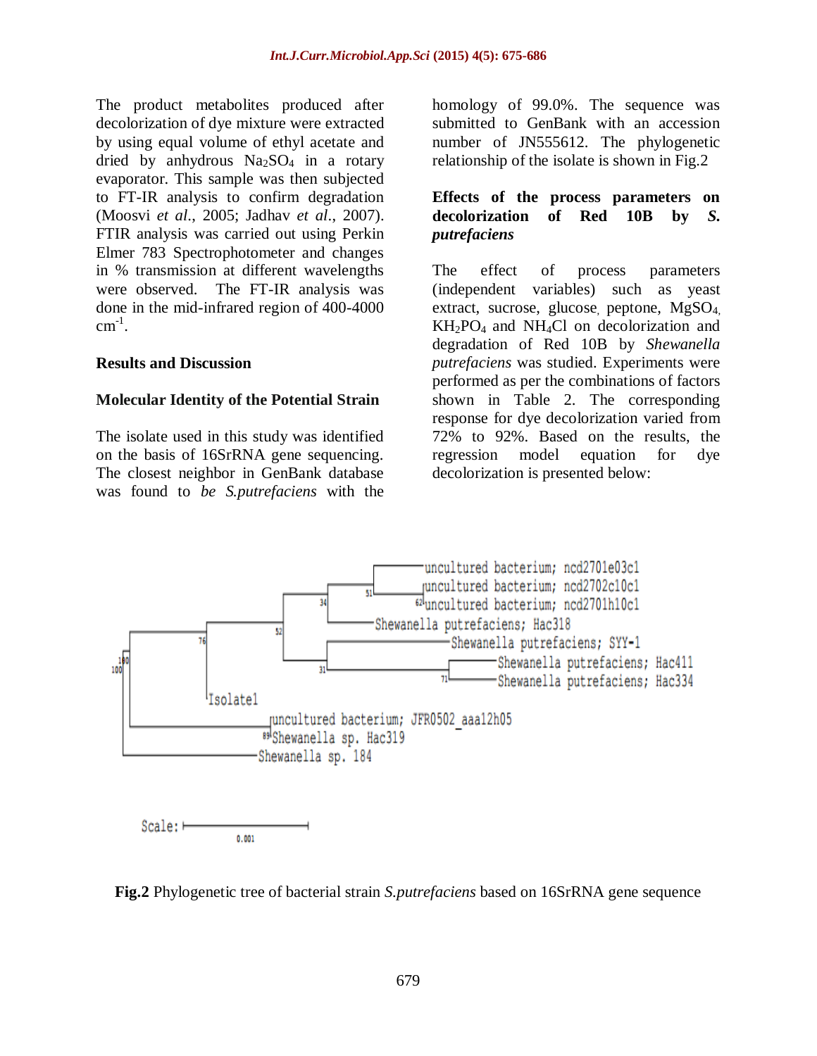The product metabolites produced after decolorization of dye mixture were extracted by using equal volume of ethyl acetate and dried by anhydrous $Na_2SO_4$ in a rotary evaporator. This sample was then subjected to FT-IR analysis to confirm degradation (Moosvi *et al*., 2005; Jadhav *et al*., 2007). FTIR analysis was carried out using Perkin Elmer 783 Spectrophotometer and changes in % transmission at different wavelengths were observed. The FT-IR analysis was done in the mid-infrared region of 400-4000 $cm^{-1}$.

## Results and Discussion

### Molecular Identity of the Potential Strain

The isolate used in this study was identified on the basis of 16SrRNA gene sequencing. The closest neighbor in GenBank database was found to *be S.putrefaciens* with the homology of 99.0%. The sequence was submitted to GenBank with an accession number of JN555612. The phylogenetic relationship of the isolate is shown in Fig.2

### Effects of the process parameters on decolorization of Red 10B by *S. putrefaciens*

The effect of process parameters (independent variables) such as yeast extract, sucrose, glucose, peptone, $MgSO_4$, $KH_2PO_4$ and $NH_4Cl$ on decolorization and degradation of Red 10B by *Shewanella putrefaciens* was studied. Experiments were performed as per the combinations of factors shown in Table 2. The corresponding response for dye decolorization varied from 72% to 92%. Based on the results, the regression model equation for dye decolorization is presented below:

**Fig.2** Phylogenetic tree of bacterial strain *S.putrefaciens* based on 16SrRNA gene sequence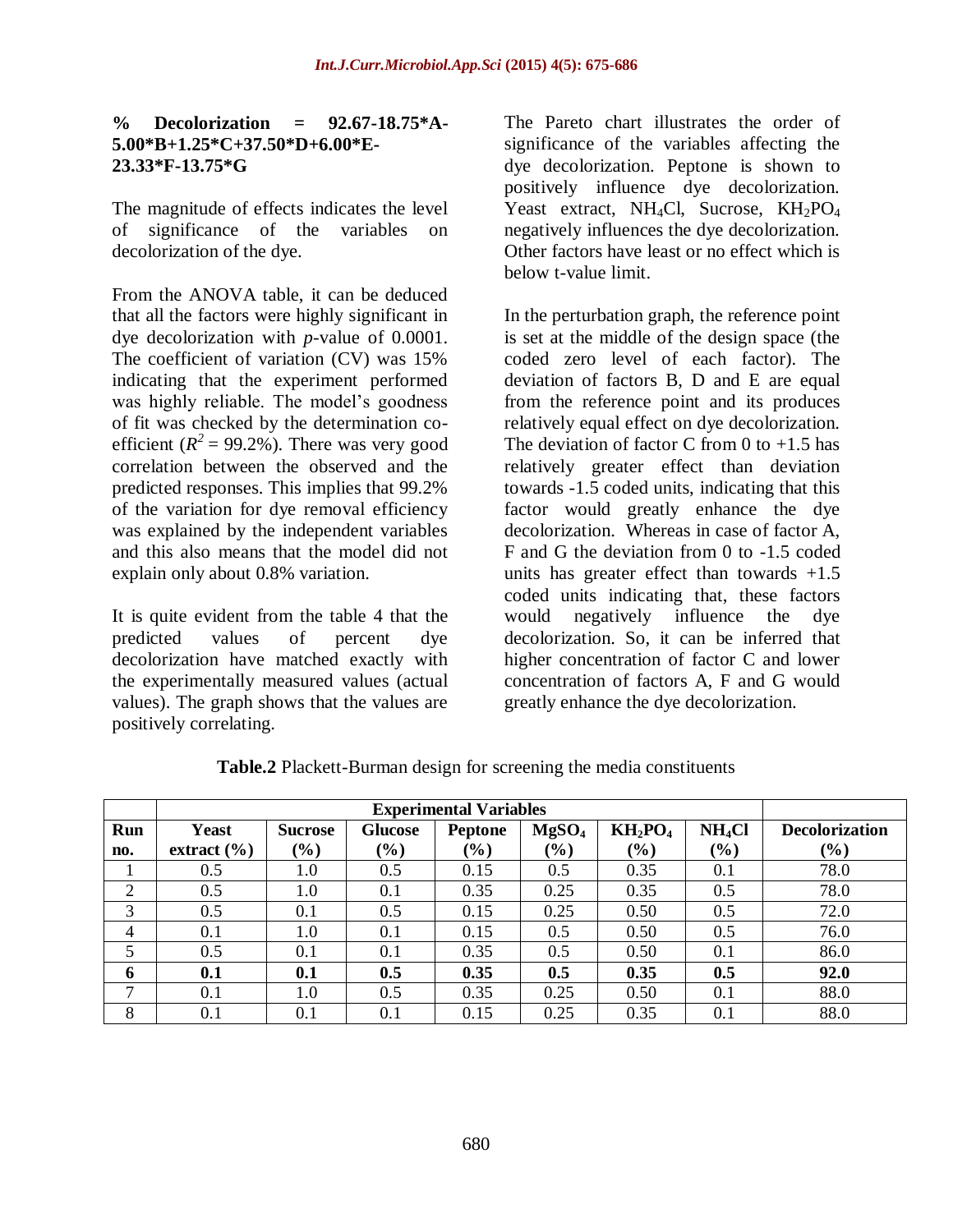**% Decolorization = 92.67-18.75*A-5.00*B+1.25*C+37.50*D+6.00*E-23.33*F-13.75*G**

The magnitude of effects indicates the level of significance of the variables on decolorization of the dye.

From the ANOVA table, it can be deduced that all the factors were highly significant in dye decolorization with *p*-value of 0.0001. The coefficient of variation (CV) was 15% indicating that the experiment performed was highly reliable. The model's goodness of fit was checked by the determination co-efficient ($R^2$ = 99.2%). There was very good correlation between the observed and the predicted responses. This implies that 99.2% of the variation for dye removal efficiency was explained by the independent variables and this also means that the model did not explain only about 0.8% variation.

It is quite evident from the table 4 that the predicted values of percent dye decolorization have matched exactly with the experimentally measured values (actual values). The graph shows that the values are positively correlating.

The Pareto chart illustrates the order of significance of the variables affecting the dye decolorization. Peptone is shown to positively influence dye decolorization. Yeast extract, $NH_4Cl$, Sucrose, $KH_2PO_4$ negatively influences the dye decolorization. Other factors have least or no effect which is below t-value limit.

In the perturbation graph, the reference point is set at the middle of the design space (the coded zero level of each factor). The deviation of factors B, D and E are equal from the reference point and its produces relatively equal effect on dye decolorization. The deviation of factor C from 0 to +1.5 has relatively greater effect than deviation towards -1.5 coded units, indicating that this factor would greatly enhance the dye decolorization. Whereas in case of factor A, F and G the deviation from 0 to -1.5 coded units has greater effect than towards +1.5 coded units indicating that, these factors would negatively influence the dye decolorization. So, it can be inferred that higher concentration of factor C and lower concentration of factors A, F and G would greatly enhance the dye decolorization.

**Table.2** Plackett-Burman design for screening the media constituents

| | Experimental Variables | | | | | | | |
|---|---|---|---|---|---|---|---|---|
| Run no. | Yeast extract (%) | Sucrose (%) | Glucose (%) | Peptone (%) | $MgSO_4$ (%) | $KH_2PO_4$ (%) | $NH_4Cl$ (%) | Decolorization (%) |
| 1 | 0.5 | 1.0 | 0.5 | 0.15 | 0.5 | 0.35 | 0.1 | 78.0 |
| 2 | 0.5 | 1.0 | 0.1 | 0.35 | 0.25 | 0.35 | 0.5 | 78.0 |
| 3 | 0.5 | 0.1 | 0.5 | 0.15 | 0.25 | 0.50 | 0.5 | 72.0 |
| 4 | 0.1 | 1.0 | 0.1 | 0.15 | 0.5 | 0.50 | 0.5 | 76.0 |
| 5 | 0.5 | 0.1 | 0.1 | 0.35 | 0.5 | 0.50 | 0.1 | 86.0 |
| **6** | **0.1** | **0.1** | **0.5** | **0.35** | **0.5** | **0.35** | **0.5** | **92.0** |
| 7 | 0.1 | 1.0 | 0.5 | 0.35 | 0.25 | 0.50 | 0.1 | 88.0 |
| 8 | 0.1 | 0.1 | 0.1 | 0.15 | 0.25 | 0.35 | 0.1 | 88.0 |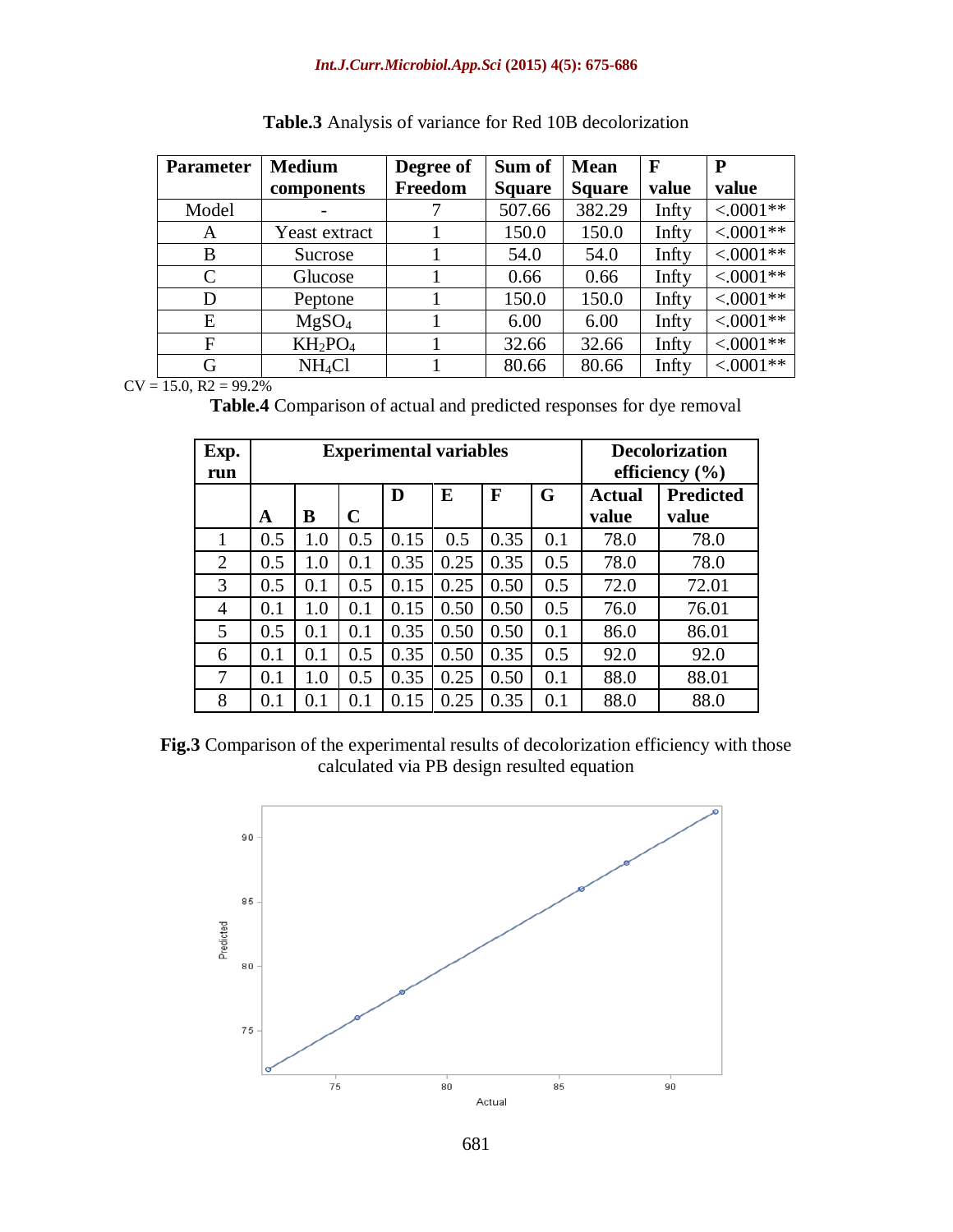**Table.3** Analysis of variance for Red 10B decolorization

| Parameter | Medium components | Degree of Freedom | Sum of Square | Mean Square | F value | P value |
|---|---|---|---|---|---|---|
| Model | - | 7 | 507.66 | 382.29 | Infty | <.0001** |
| A | Yeast extract | 1 | 150.0 | 150.0 | Infty | <.0001** |
| B | Sucrose | 1 | 54.0 | 54.0 | Infty | <.0001** |
| C | Glucose | 1 | 0.66 | 0.66 | Infty | <.0001** |
| D | Peptone | 1 | 150.0 | 150.0 | Infty | <.0001** |
| E | $MgSO_4$ | 1 | 6.00 | 6.00 | Infty | <.0001** |
| F | $KH_2PO_4$ | 1 | 32.66 | 32.66 | Infty | <.0001** |
| G | $NH_4Cl$ | 1 | 80.66 | 80.66 | Infty | <.0001** |

CV = 15.0, R2 = 99.2%

**Table.4** Comparison of actual and predicted responses for dye removal

| Exp. run | Experimental variables | | | | | | | Decolorization efficiency (%) | |
|---|---|---|---|---|---|---|---|---|---|
| | A | B | C | D | E | F | G | Actual value | Predicted value |
| 1 | 0.5 | 1.0 | 0.5 | 0.15 | 0.5 | 0.35 | 0.1 | 78.0 | 78.0 |
| 2 | 0.5 | 1.0 | 0.1 | 0.35 | 0.25 | 0.35 | 0.5 | 78.0 | 78.0 |
| 3 | 0.5 | 0.1 | 0.5 | 0.15 | 0.25 | 0.50 | 0.5 | 72.0 | 72.01 |
| 4 | 0.1 | 1.0 | 0.1 | 0.15 | 0.50 | 0.50 | 0.5 | 76.0 | 76.01 |
| 5 | 0.5 | 0.1 | 0.1 | 0.35 | 0.50 | 0.50 | 0.1 | 86.0 | 86.01 |
| 6 | 0.1 | 0.1 | 0.5 | 0.35 | 0.50 | 0.35 | 0.5 | 92.0 | 92.0 |
| 7 | 0.1 | 1.0 | 0.5 | 0.35 | 0.25 | 0.50 | 0.1 | 88.0 | 88.01 |
| 8 | 0.1 | 0.1 | 0.1 | 0.15 | 0.25 | 0.35 | 0.1 | 88.0 | 88.0 |

**Fig.3** Comparison of the experimental results of decolorization efficiency with those calculated via PB design resulted equation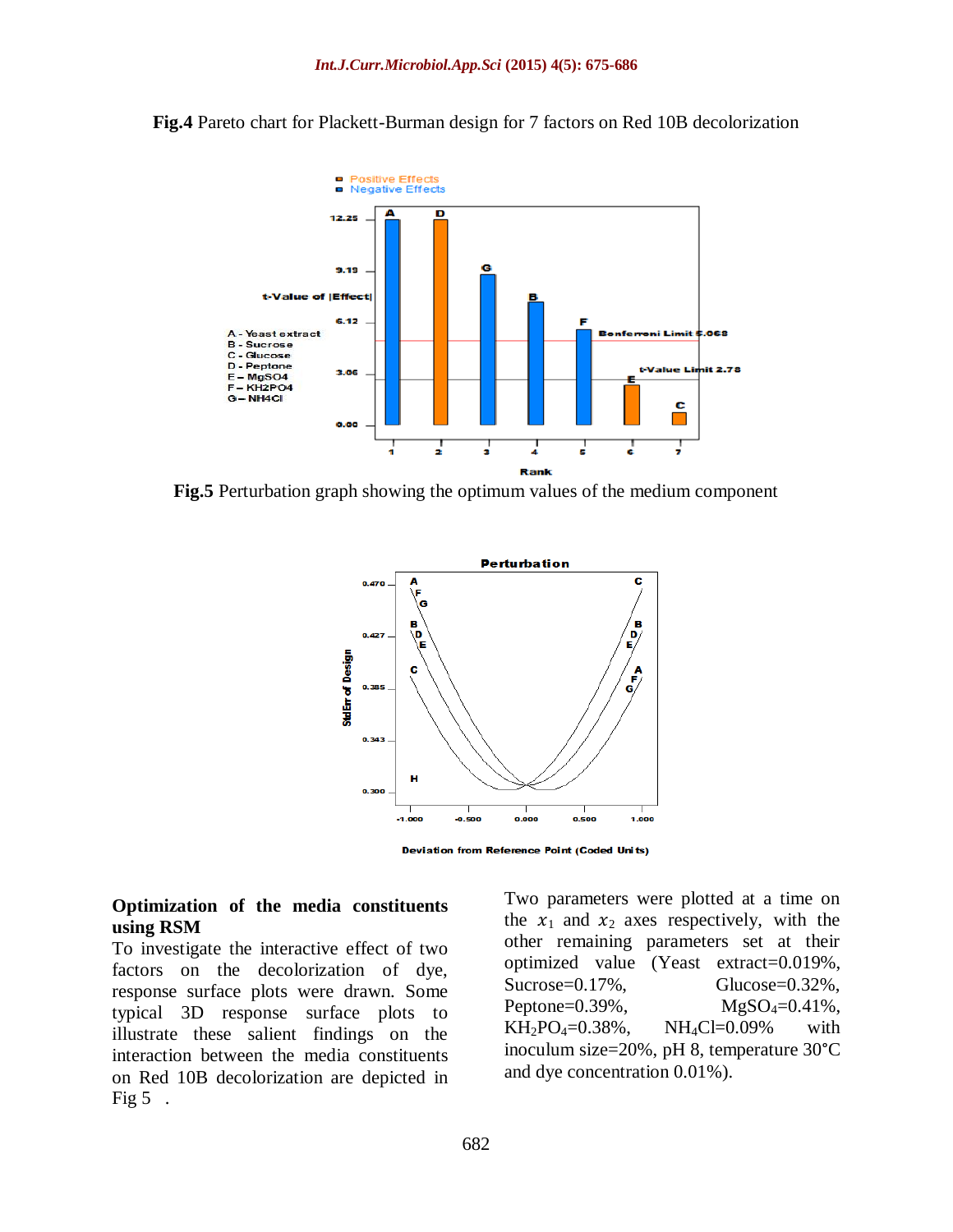**Fig.4** Pareto chart for Plackett-Burman design for 7 factors on Red 10B decolorization

**Fig.5** Perturbation graph showing the optimum values of the medium component

## Optimization of the media constituents using RSM

To investigate the interactive effect of two factors on the decolorization of dye, response surface plots were drawn. Some typical 3D response surface plots to illustrate these salient findings on the interaction between the media constituents on Red 10B decolorization are depicted in Fig 5 .

Two parameters were plotted at a time on the $x_1$ and $x_2$ axes respectively, with the other remaining parameters set at their optimized value (Yeast extract=0.019%, Sucrose=0.17%, Glucose=0.32%, Peptone=0.39%, $MgSO_4$=0.41%, $KH_2PO_4$=0.38%, $NH_4Cl$=0.09% with inoculum size=20%, pH 8, temperature 30°C and dye concentration 0.01%).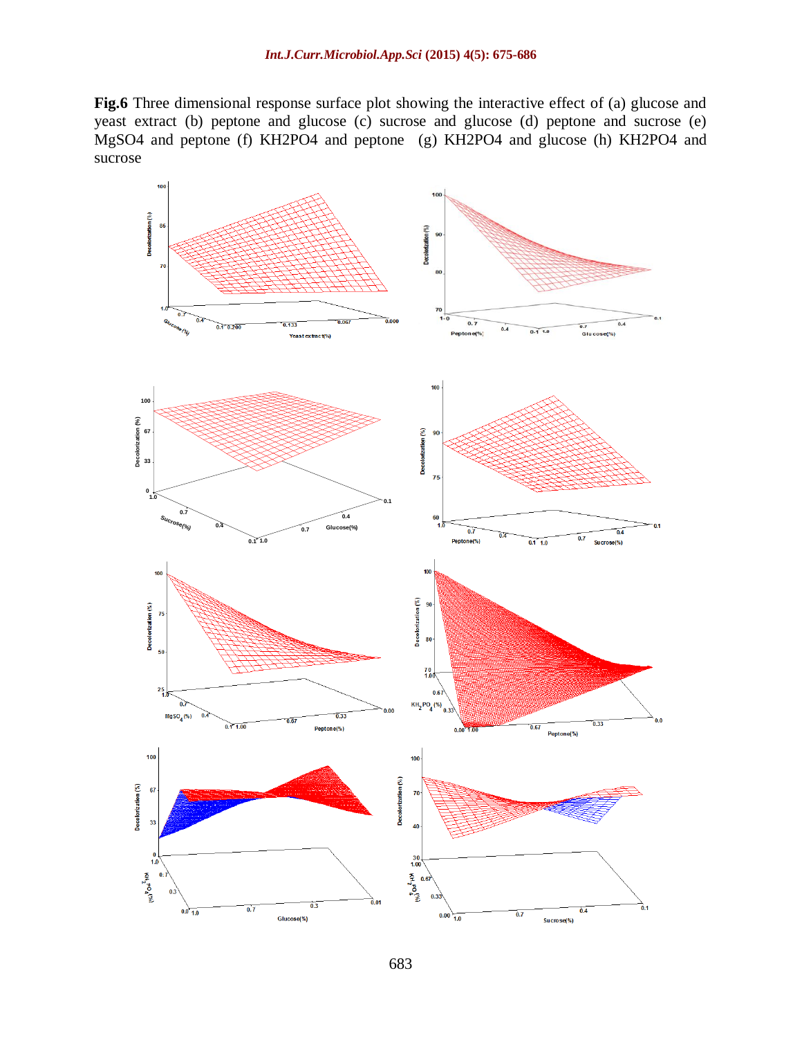**Fig.6** Three dimensional response surface plot showing the interactive effect of (a) glucose and yeast extract (b) peptone and glucose (c) sucrose and glucose (d) peptone and sucrose (e) MgSO4 and peptone (f) KH2PO4 and peptone (g) KH2PO4 and glucose (h) KH2PO4 and sucrose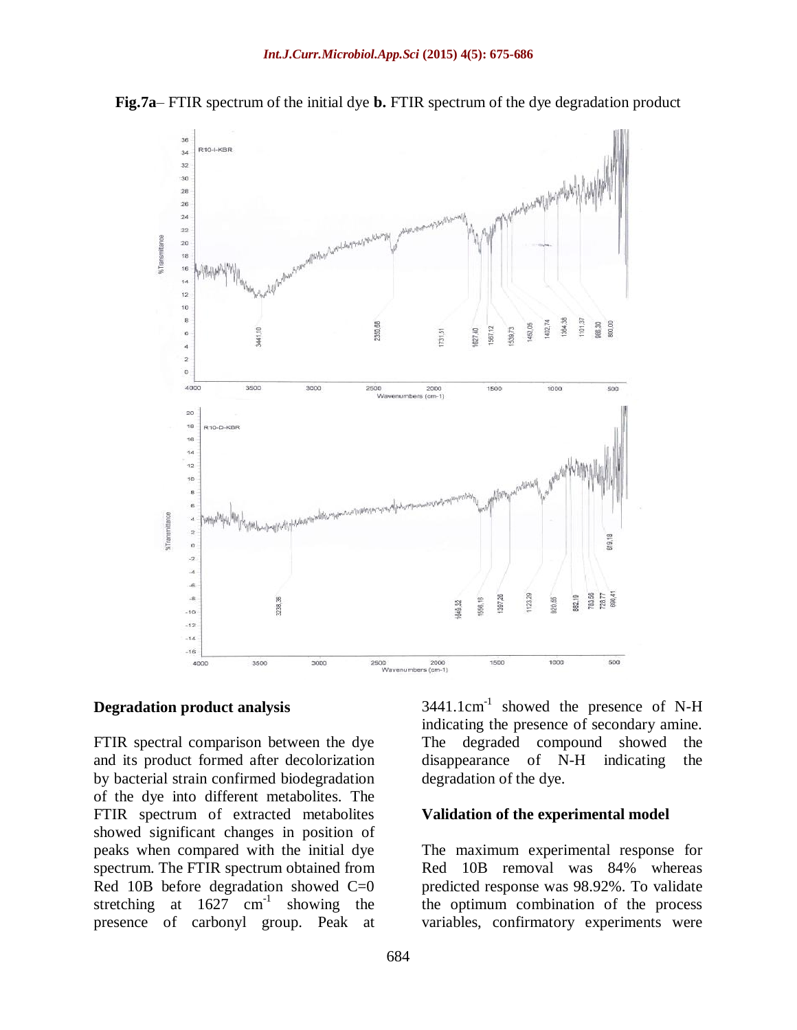**Fig.7a**– FTIR spectrum of the initial dye **b.** FTIR spectrum of the dye degradation product

## Degradation product analysis

FTIR spectral comparison between the dye and its product formed after decolorization by bacterial strain confirmed biodegradation of the dye into different metabolites. The FTIR spectrum of extracted metabolites showed significant changes in position of peaks when compared with the initial dye spectrum. The FTIR spectrum obtained from Red 10B before degradation showed C=0 stretching at 1627 $cm^{-1}$ showing the presence of carbonyl group. Peak at 3441.1$cm^{-1}$ showed the presence of N-H indicating the presence of secondary amine. The degraded compound showed the disappearance of N-H indicating the degradation of the dye.

## Validation of the experimental model

The maximum experimental response for Red 10B removal was 84% whereas predicted response was 98.92%. To validate the optimum combination of the process variables, confirmatory experiments were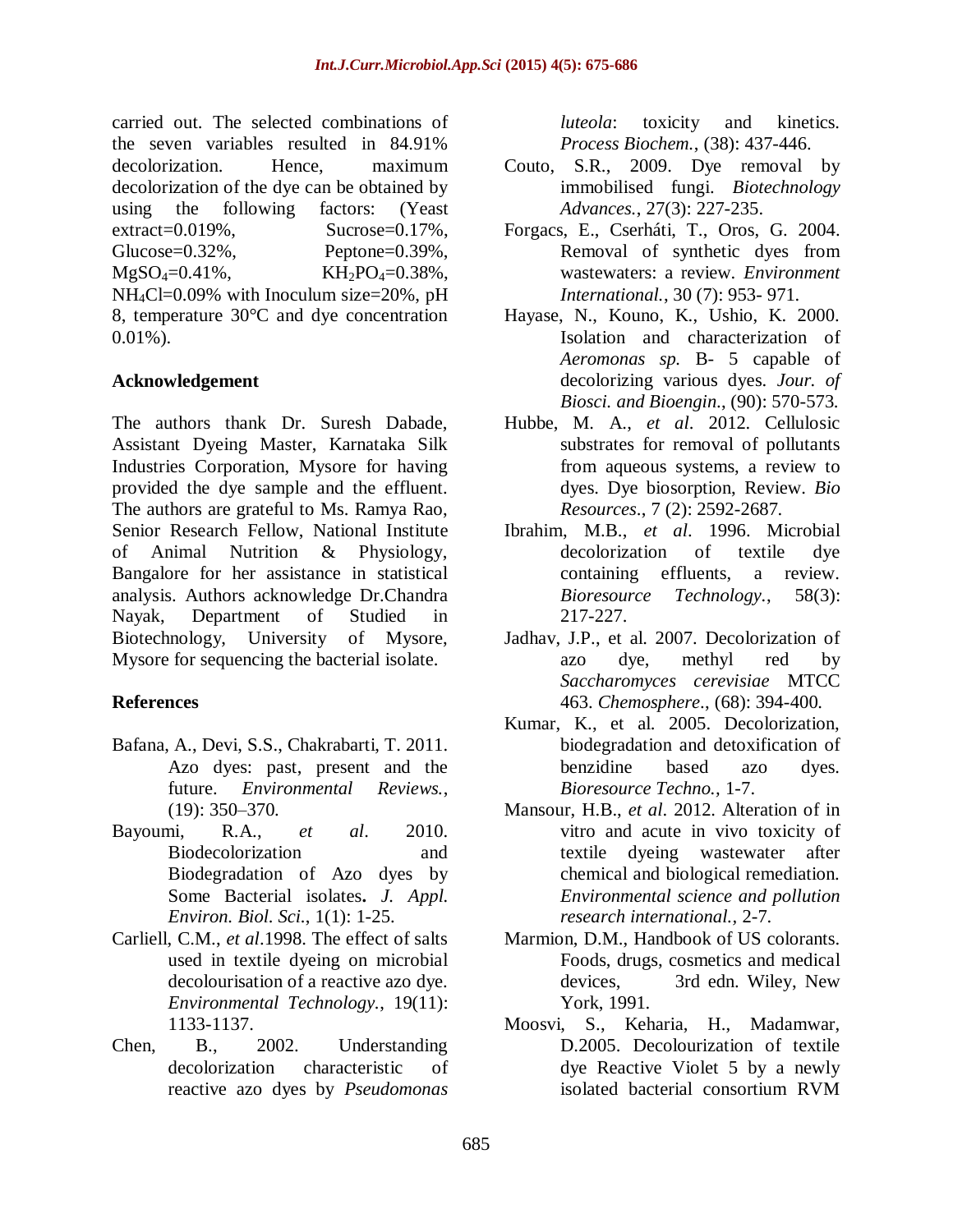carried out. The selected combinations of the seven variables resulted in 84.91% decolorization. Hence, maximum decolorization of the dye can be obtained by using the following factors: (Yeast extract=0.019%, Sucrose=0.17%, Glucose=0.32%, Peptone=0.39%, $MgSO_4$=0.41%, $KH_2PO_4$=0.38%, $NH_4Cl$=0.09% with Inoculum size=20%, pH 8, temperature 30°C and dye concentration 0.01%).

## Acknowledgement

The authors thank Dr. Suresh Dabade, Assistant Dyeing Master, Karnataka Silk Industries Corporation, Mysore for having provided the dye sample and the effluent. The authors are grateful to Ms. Ramya Rao, Senior Research Fellow, National Institute of Animal Nutrition & Physiology, Bangalore for her assistance in statistical analysis. Authors acknowledge Dr.Chandra Nayak, Department of Studied in Biotechnology, University of Mysore, Mysore for sequencing the bacterial isolate.

## References

Bafana, A., Devi, S.S., Chakrabarti, T. 2011. Azo dyes: past, present and the future. *Environmental Reviews.*, (19): 350–370.

Bayoumi, R.A., *et al*. 2010. Biodecolorization and Biodegradation of Azo dyes by Some Bacterial isolates**.** *J. Appl. Environ. Biol. Sci.*, 1(1): 1-25.

Carliell, C.M., *et al*.1998. The effect of salts used in textile dyeing on microbial decolourisation of a reactive azo dye. *Environmental Technology.*, 19(11): 1133-1137.

Chen, B., 2002. Understanding decolorization characteristic of reactive azo dyes by *Pseudomonas luteola*: toxicity and kinetics. *Process Biochem.*, (38): 437-446.

Couto, S.R., 2009. Dye removal by immobilised fungi. *Biotechnology Advances.*, 27(3): 227-235.

Forgacs, E., Cserháti, T., Oros, G. 2004. Removal of synthetic dyes from wastewaters: a review. *Environment International.*, 30 (7): 953- 971.

Hayase, N., Kouno, K., Ushio, K. 2000. Isolation and characterization of *Aeromonas sp.* B- 5 capable of decolorizing various dyes. *Jour. of Biosci. and Bioengin.*, (90): 570-573.

Hubbe, M. A., *et al*. 2012. Cellulosic substrates for removal of pollutants from aqueous systems, a review to dyes. Dye biosorption, Review. *Bio Resources*., 7 (2): 2592-2687.

Ibrahim, M.B., *et al*. 1996. Microbial decolorization of textile dye containing effluents, a review. *Bioresource Technology.*, 58(3): 217-227.

Jadhav, J.P., et al. 2007. Decolorization of azo dye, methyl red by *Saccharomyces cerevisiae* MTCC 463. *Chemosphere*., (68): 394-400.

Kumar, K., et al. 2005. Decolorization, biodegradation and detoxification of benzidine based azo dyes. *Bioresource Techno.,* 1-7.

Mansour, H.B., *et al*. 2012. Alteration of in vitro and acute in vivo toxicity of textile dyeing wastewater after chemical and biological remediation. *Environmental science and pollution research international.*, 2-7.

Marmion, D.M., Handbook of US colorants. Foods, drugs, cosmetics and medical devices, 3rd edn. Wiley, New York, 1991.

Moosvi, S., Keharia, H., Madamwar, D.2005. Decolourization of textile dye Reactive Violet 5 by a newly isolated bacterial consortium RVM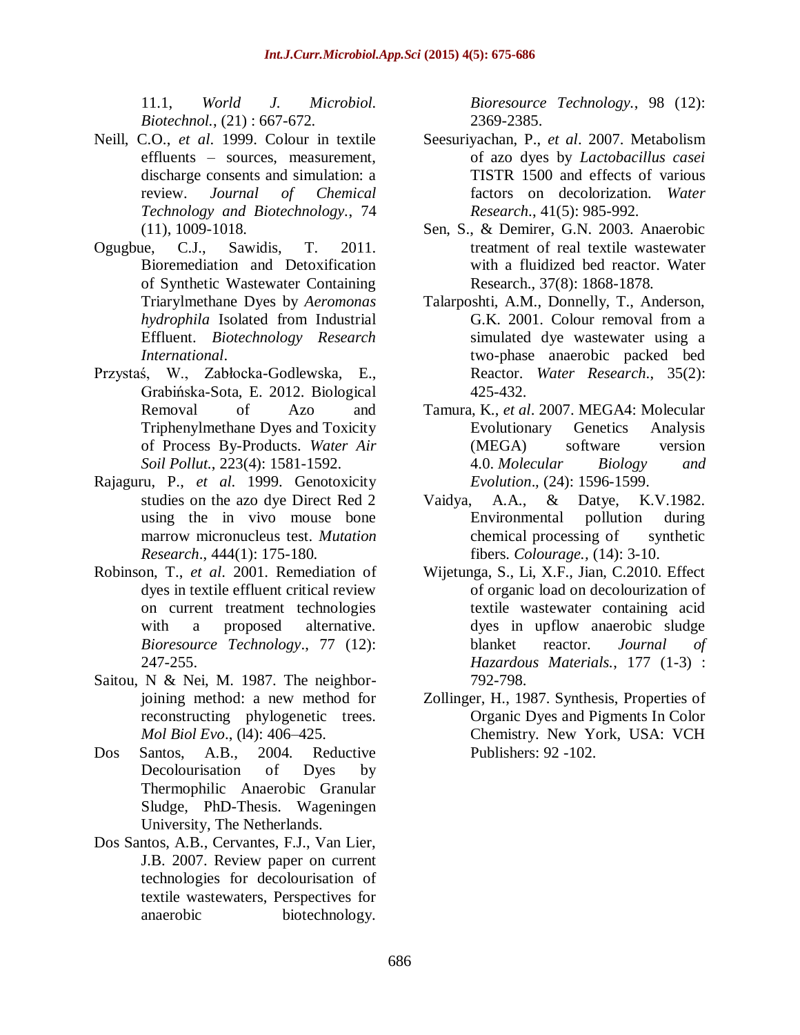11.1, *World J. Microbiol. Biotechnol.*, (21) : 667-672.

Neill, C.O., *et al*. 1999. Colour in textile effluents – sources, measurement, discharge consents and simulation: a review. *Journal of Chemical Technology and Biotechnology.*, 74 (11), 1009-1018.

Ogugbue, C.J., Sawidis, T. 2011. Bioremediation and Detoxification of Synthetic Wastewater Containing Triarylmethane Dyes by *Aeromonas hydrophila* Isolated from Industrial Effluent. *Biotechnology Research International*.

Przystaś, W., Zabłocka-Godlewska, E., Grabińska-Sota, E. 2012. Biological Removal of Azo and Triphenylmethane Dyes and Toxicity of Process By-Products. *Water Air Soil Pollut.*, 223(4): 1581-1592.

Rajaguru, P., *et al.* 1999. Genotoxicity studies on the azo dye Direct Red 2 using the in vivo mouse bone marrow micronucleus test. *Mutation Research*., 444(1): 175-180.

Robinson, T., *et al*. 2001. Remediation of dyes in textile effluent critical review on current treatment technologies with a proposed alternative. *Bioresource Technology*., 77 (12): 247-255.

Saitou, N & Nei, M. 1987. The neighbor-joining method: a new method for reconstructing phylogenetic trees. *Mol Biol Evo*., (l4): 406–425.

Dos Santos, A.B., 2004. Reductive Decolourisation of Dyes by Thermophilic Anaerobic Granular Sludge, PhD-Thesis. Wageningen University, The Netherlands.

Dos Santos, A.B., Cervantes, F.J., Van Lier, J.B. 2007. Review paper on current technologies for decolourisation of textile wastewaters, Perspectives for anaerobic biotechnology. *Bioresource Technology.*, 98 (12): 2369-2385.

Seesuriyachan, P., *et al*. 2007. Metabolism of azo dyes by *Lactobacillus casei* TISTR 1500 and effects of various factors on decolorization. *Water Research*., 41(5): 985-992.

Sen, S., & Demirer, G.N. 2003. Anaerobic treatment of real textile wastewater with a fluidized bed reactor. Water Research., 37(8): 1868-1878.

Talarposhti, A.M., Donnelly, T., Anderson, G.K. 2001. Colour removal from a simulated dye wastewater using a two-phase anaerobic packed bed Reactor. *Water Research*., 35(2): 425-432.

Tamura, K., *et al*. 2007. MEGA4: Molecular Evolutionary Genetics Analysis (MEGA) software version 4.0. *Molecular Biology and Evolution*., (24): 1596-1599.

Vaidya, A.A., & Datye, K.V.1982. Environmental pollution during chemical processing of synthetic fibers. *Colourage.*, (14): 3-10.

Wijetunga, S., Li, X.F., Jian, C.2010. Effect of organic load on decolourization of textile wastewater containing acid dyes in upflow anaerobic sludge blanket reactor. *Journal of Hazardous Materials.*, 177 (1-3) : 792-798.

Zollinger, H., 1987. Synthesis, Properties of Organic Dyes and Pigments In Color Chemistry. New York, USA: VCH Publishers: 92 -102.